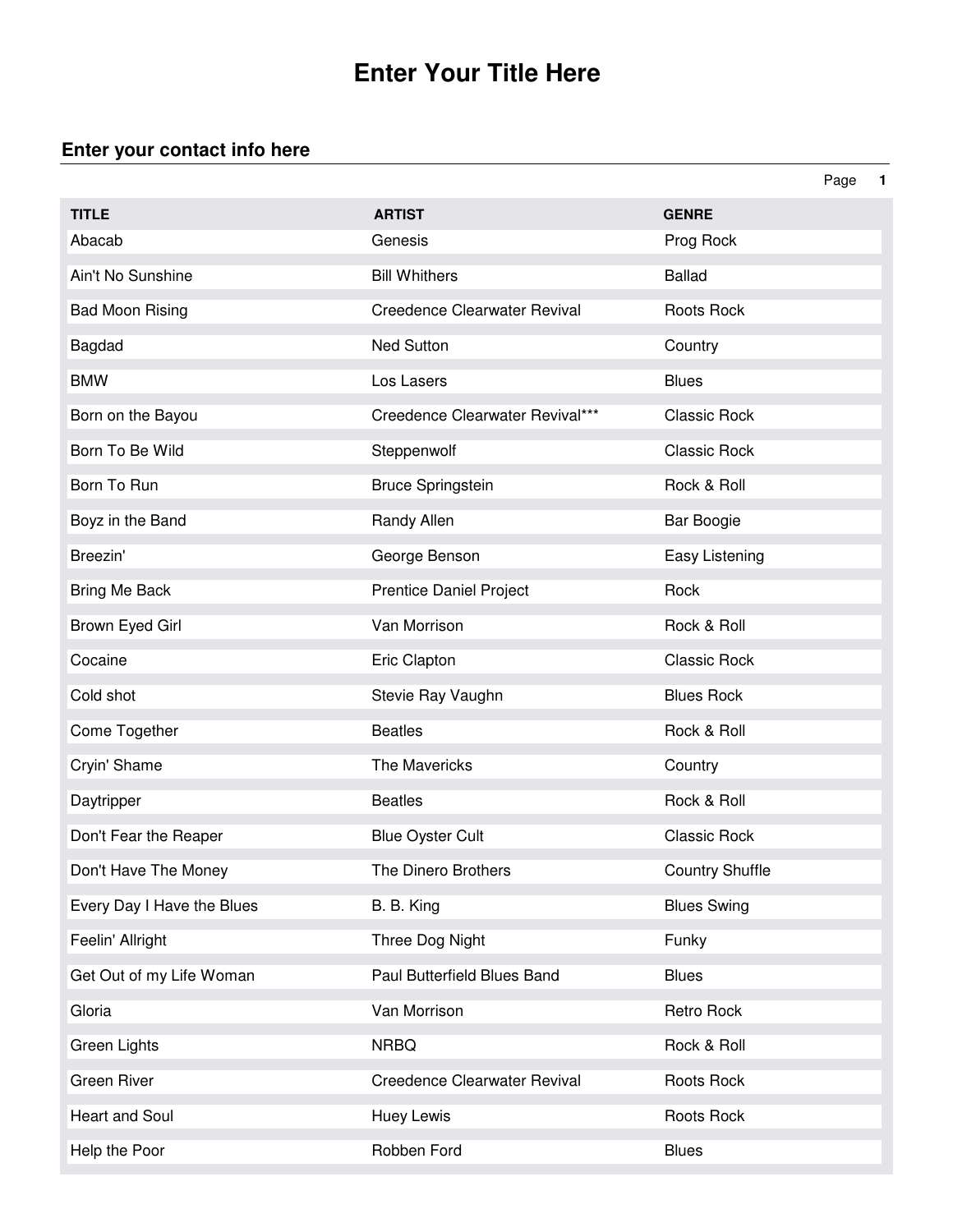# Enter Your Title Here

## Enter your contact info here

| TITLE | ARTIST | GENRE |
|---|---|---|
| Abacab | Genesis | Prog Rock |
| Ain't No Sunshine | Bill Whithers | Ballad |
| Bad Moon Rising | Creedence Clearwater Revival | Roots Rock |
| Bagdad | Ned Sutton | Country |
| BMW | Los Lasers | Blues |
| Born on the Bayou | Creedence Clearwater Revival*** | Classic Rock |
| Born To Be Wild | Steppenwolf | Classic Rock |
| Born To Run | Bruce Springstein | Rock & Roll |
| Boyz in the Band | Randy Allen | Bar Boogie |
| Breezin' | George Benson | Easy Listening |
| Bring Me Back | Prentice Daniel Project | Rock |
| Brown Eyed Girl | Van Morrison | Rock & Roll |
| Cocaine | Eric Clapton | Classic Rock |
| Cold shot | Stevie Ray Vaughn | Blues Rock |
| Come Together | Beatles | Rock & Roll |
| Cryin' Shame | The Mavericks | Country |
| Daytripper | Beatles | Rock & Roll |
| Don't Fear the Reaper | Blue Oyster Cult | Classic Rock |
| Don't Have The Money | The Dinero Brothers | Country Shuffle |
| Every Day I Have the Blues | B. B. King | Blues Swing |
| Feelin' Allright | Three Dog Night | Funky |
| Get Out of my Life Woman | Paul Butterfield Blues Band | Blues |
| Gloria | Van Morrison | Retro Rock |
| Green Lights | NRBQ | Rock & Roll |
| Green River | Creedence Clearwater Revival | Roots Rock |
| Heart and Soul | Huey Lewis | Roots Rock |
| Help the Poor | Robben Ford | Blues |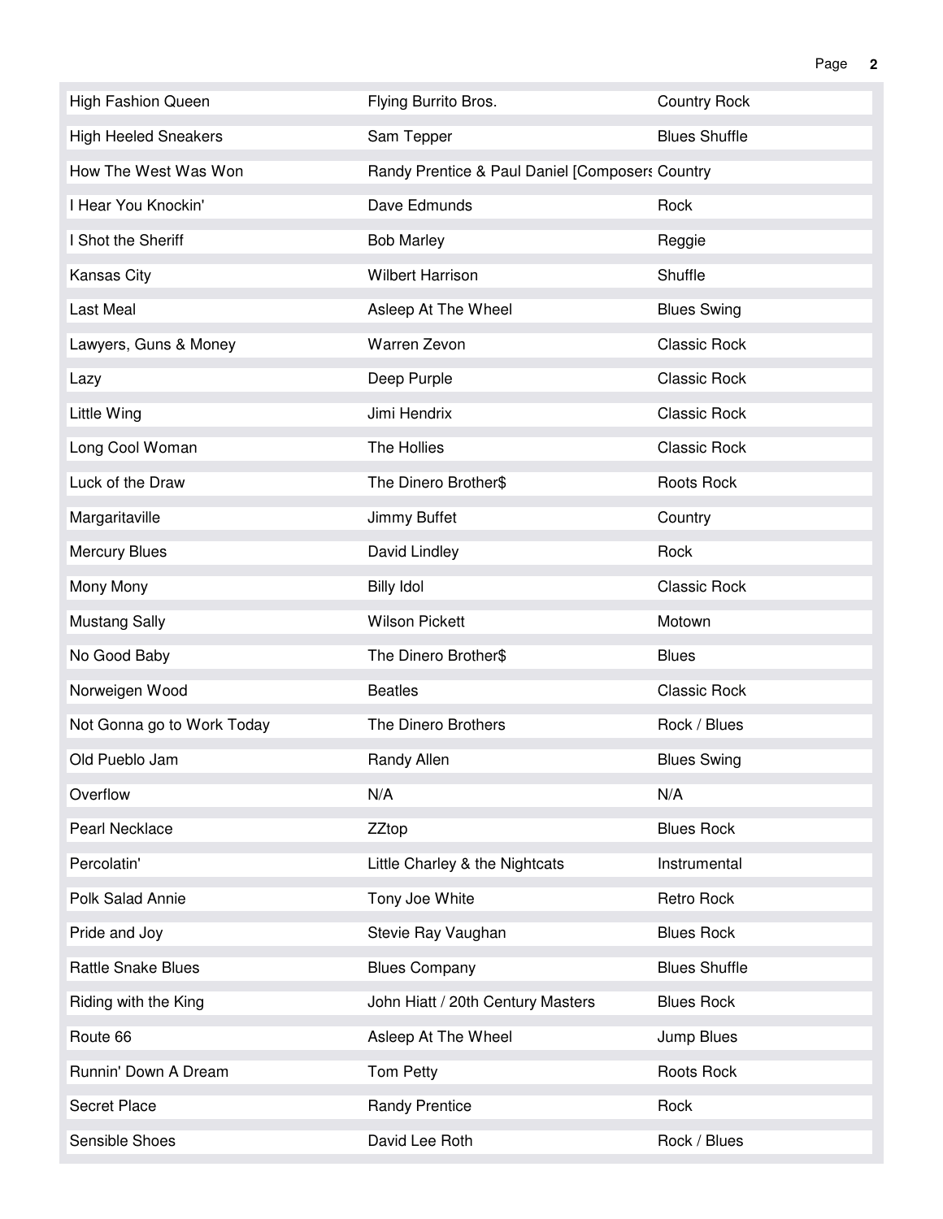| High Fashion Queen | Flying Burrito Bros. | Country Rock |
|---|---|---|
| High Heeled Sneakers | Sam Tepper | Blues Shuffle |
| How The West Was Won | Randy Prentice & Paul Daniel [Composers | Country |
| I Hear You Knockin' | Dave Edmunds | Rock |
| I Shot the Sheriff | Bob Marley | Reggie |
| Kansas City | Wilbert Harrison | Shuffle |
| Last Meal | Asleep At The Wheel | Blues Swing |
| Lawyers, Guns & Money | Warren Zevon | Classic Rock |
| Lazy | Deep Purple | Classic Rock |
| Little Wing | Jimi Hendrix | Classic Rock |
| Long Cool Woman | The Hollies | Classic Rock |
| Luck of the Draw | The Dinero Brother$ | Roots Rock |
| Margaritaville | Jimmy Buffet | Country |
| Mercury Blues | David Lindley | Rock |
| Mony Mony | Billy Idol | Classic Rock |
| Mustang Sally | Wilson Pickett | Motown |
| No Good Baby | The Dinero Brother$ | Blues |
| Norweigen Wood | Beatles | Classic Rock |
| Not Gonna go to Work Today | The Dinero Brothers | Rock / Blues |
| Old Pueblo Jam | Randy Allen | Blues Swing |
| Overflow | N/A | N/A |
| Pearl Necklace | ZZtop | Blues Rock |
| Percolatin' | Little Charley & the Nightcats | Instrumental |
| Polk Salad Annie | Tony Joe White | Retro Rock |
| Pride and Joy | Stevie Ray Vaughan | Blues Rock |
| Rattle Snake Blues | Blues Company | Blues Shuffle |
| Riding with the King | John Hiatt / 20th Century Masters | Blues Rock |
| Route 66 | Asleep At The Wheel | Jump Blues |
| Runnin' Down A Dream | Tom Petty | Roots Rock |
| Secret Place | Randy Prentice | Rock |
| Sensible Shoes | David Lee Roth | Rock / Blues |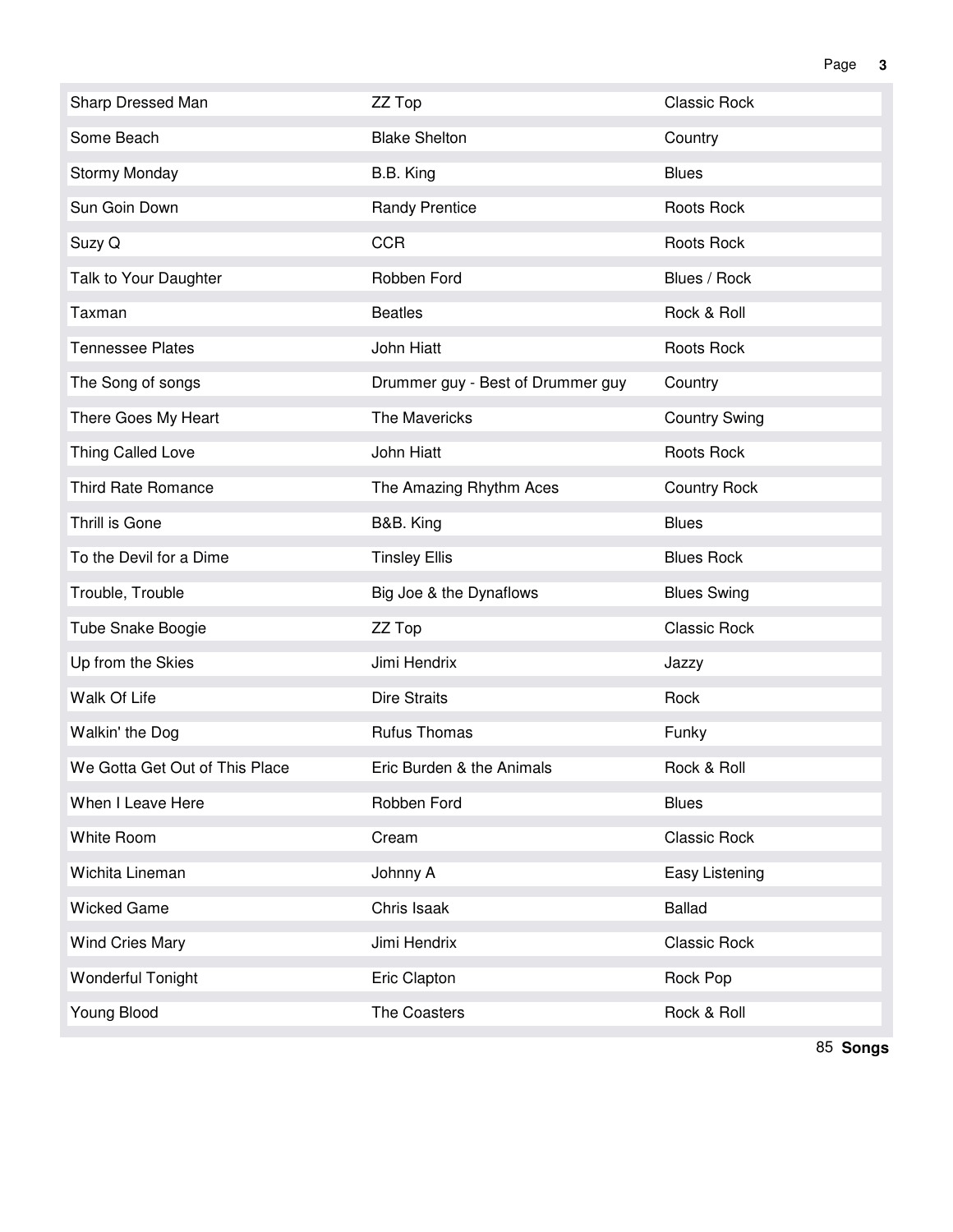| | | |
|---|---|---|
| Sharp Dressed Man | ZZ Top | Classic Rock |
| Some Beach | Blake Shelton | Country |
| Stormy Monday | B.B. King | Blues |
| Sun Goin Down | Randy Prentice | Roots Rock |
| Suzy Q | CCR | Roots Rock |
| Talk to Your Daughter | Robben Ford | Blues / Rock |
| Taxman | Beatles | Rock & Roll |
| Tennessee Plates | John Hiatt | Roots Rock |
| The Song of songs | Drummer guy - Best of Drummer guy | Country |
| There Goes My Heart | The Mavericks | Country Swing |
| Thing Called Love | John Hiatt | Roots Rock |
| Third Rate Romance | The Amazing Rhythm Aces | Country Rock |
| Thrill is Gone | B&B. King | Blues |
| To the Devil for a Dime | Tinsley Ellis | Blues Rock |
| Trouble, Trouble | Big Joe & the Dynaflows | Blues Swing |
| Tube Snake Boogie | ZZ Top | Classic Rock |
| Up from the Skies | Jimi Hendrix | Jazzy |
| Walk Of Life | Dire Straits | Rock |
| Walkin' the Dog | Rufus Thomas | Funky |
| We Gotta Get Out of This Place | Eric Burden & the Animals | Rock & Roll |
| When I Leave Here | Robben Ford | Blues |
| White Room | Cream | Classic Rock |
| Wichita Lineman | Johnny A | Easy Listening |
| Wicked Game | Chris Isaak | Ballad |
| Wind Cries Mary | Jimi Hendrix | Classic Rock |
| Wonderful Tonight | Eric Clapton | Rock Pop |
| Young Blood | The Coasters | Rock & Roll |

85 **Songs**